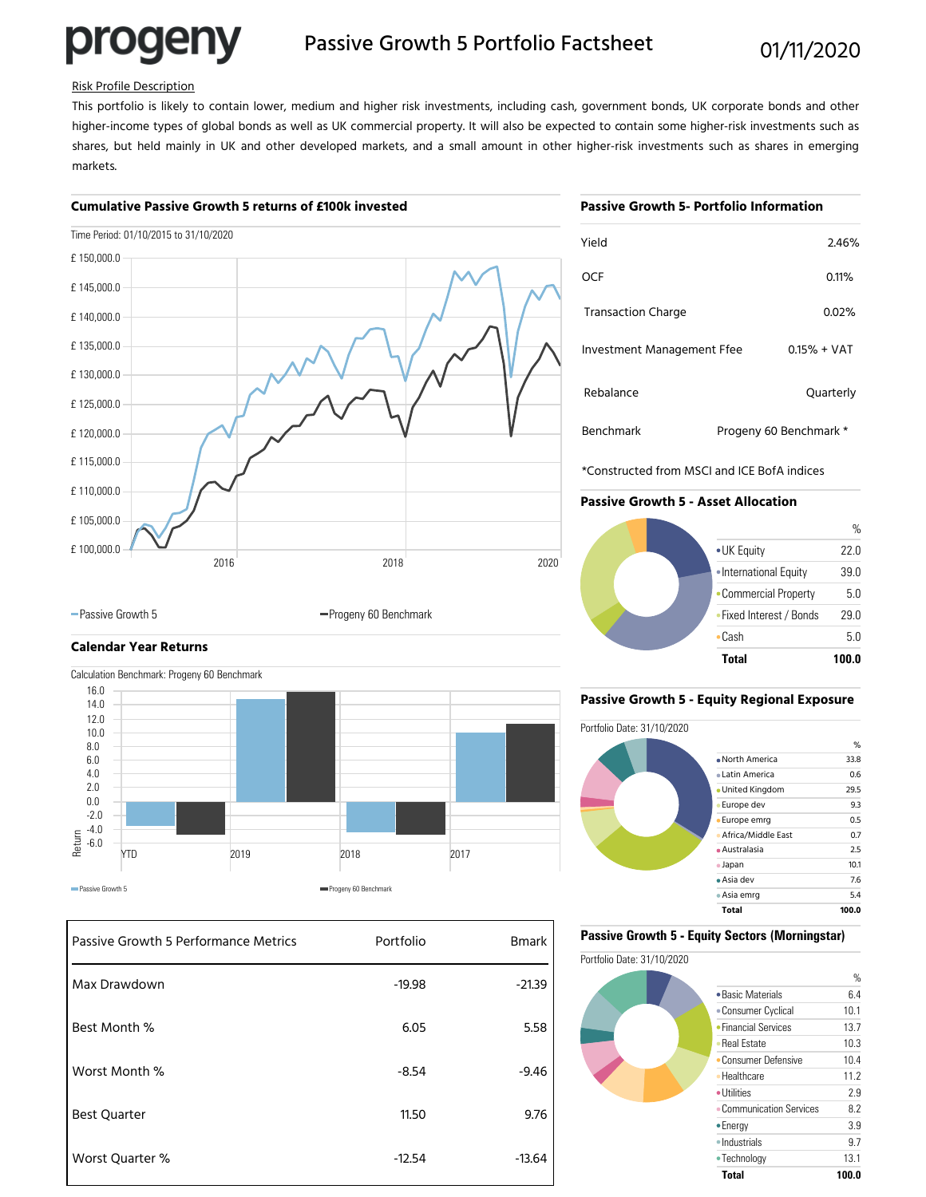# progeny

## Passive Growth 5 Portfolio Factsheet

01/11/2020

Risk Profile Description

This portfolio is likely to contain lower, medium and higher risk investments, including cash, government bonds, UK corporate bonds and other higher-income types of global bonds as well as UK commercial property. It will also be expected to contain some higher-risk investments such as shares, but held mainly in UK and other developed markets, and a small amount in other higher-risk investments such as shares in emerging markets.

### Cumulative Passive Growth 5 returns of £100k invested

Time Period: 01/10/2015 to 31/10/2020

£ 150,000.0
£ 145,000.0
£ 140,000.0
£ 135,000.0
£ 130,000.0
£ 125,000.0
£ 120,000.0
£ 115,000.0
£ 110,000.0
£ 105,000.0
£ 100,000.0

2016 2018 2020

— Passive Growth 5 — Progeny 60 Benchmark

### Calendar Year Returns

Calculation Benchmark: Progeny 60 Benchmark

Return: 16.0, 14.0, 12.0, 10.0, 8.0, 6.0, 4.0, 2.0, 0.0, -2.0, -4.0, -6.0

YTD 2019 2018 2017

— Passive Growth 5 — Progeny 60 Benchmark

| Passive Growth 5 Performance Metrics | Portfolio | Bmark |
|---|---|---|
| Max Drawdown | -19.98 | -21.39 |
| Best Month % | 6.05 | 5.58 |
| Worst Month % | -8.54 | -9.46 |
| Best Quarter | 11.50 | 9.76 |
| Worst Quarter % | -12.54 | -13.64 |

### Passive Growth 5- Portfolio Information

| | |
|---|---|
| Yield | 2.46% |
| OCF | 0.11% |
| Transaction Charge | 0.02% |
| Investment Management Ffee | 0.15% + VAT |
| Rebalance | Quarterly |
| Benchmark | Progeny 60 Benchmark * |

*Constructed from MSCI and ICE BofA indices

### Passive Growth 5 - Asset Allocation

| | % |
|---|---|
| UK Equity | 22.0 |
| International Equity | 39.0 |
| Commercial Property | 5.0 |
| Fixed Interest / Bonds | 29.0 |
| Cash | 5.0 |
| **Total** | **100.0** |

### Passive Growth 5 - Equity Regional Exposure

Portfolio Date: 31/10/2020

| | % |
|---|---|
| North America | 33.8 |
| Latin America | 0.6 |
| United Kingdom | 29.5 |
| Europe dev | 9.3 |
| Europe emrg | 0.5 |
| Africa/Middle East | 0.7 |
| Australasia | 2.5 |
| Japan | 10.1 |
| Asia dev | 7.6 |
| Asia emrg | 5.4 |
| **Total** | **100.0** |

### Passive Growth 5 - Equity Sectors (Morningstar)

Portfolio Date: 31/10/2020

| | % |
|---|---|
| Basic Materials | 6.4 |
| Consumer Cyclical | 10.1 |
| Financial Services | 13.7 |
| Real Estate | 10.3 |
| Consumer Defensive | 10.4 |
| Healthcare | 11.2 |
| Utilities | 2.9 |
| Communication Services | 8.2 |
| Energy | 3.9 |
| Industrials | 9.7 |
| Technology | 13.1 |
| **Total** | **100.0** |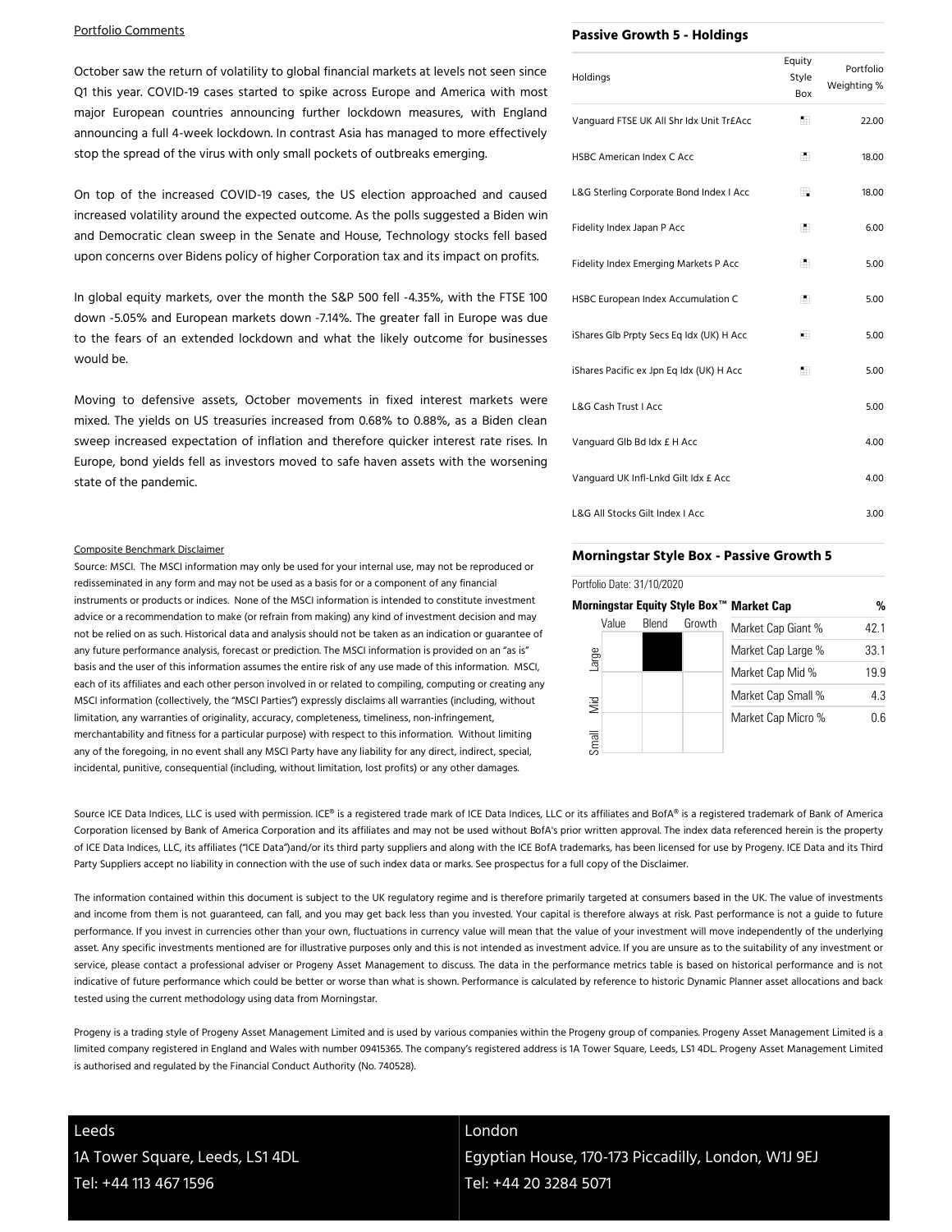Portfolio Comments

October saw the return of volatility to global financial markets at levels not seen since Q1 this year. COVID-19 cases started to spike across Europe and America with most major European countries announcing further lockdown measures, with England announcing a full 4-week lockdown. In contrast Asia has managed to more effectively stop the spread of the virus with only small pockets of outbreaks emerging.

On top of the increased COVID-19 cases, the US election approached and caused increased volatility around the expected outcome. As the polls suggested a Biden win and Democratic clean sweep in the Senate and House, Technology stocks fell based upon concerns over Bidens policy of higher Corporation tax and its impact on profits.

In global equity markets, over the month the S&P 500 fell -4.35%, with the FTSE 100 down -5.05% and European markets down -7.14%. The greater fall in Europe was due to the fears of an extended lockdown and what the likely outcome for businesses would be.

Moving to defensive assets, October movements in fixed interest markets were mixed. The yields on US treasuries increased from 0.68% to 0.88%, as a Biden clean sweep increased expectation of inflation and therefore quicker interest rate rises. In Europe, bond yields fell as investors moved to safe haven assets with the worsening state of the pandemic.

## Passive Growth 5 - Holdings

| Holdings | Equity Style Box | Portfolio Weighting % |
|---|---|---|
| Vanguard FTSE UK All Shr Idx Unit Tr£Acc | | 22.00 |
| HSBC American Index C Acc | | 18.00 |
| L&G Sterling Corporate Bond Index I Acc | | 18.00 |
| Fidelity Index Japan P Acc | | 6.00 |
| Fidelity Index Emerging Markets P Acc | | 5.00 |
| HSBC European Index Accumulation C | | 5.00 |
| iShares Glb Prpty Secs Eq Idx (UK) H Acc | | 5.00 |
| iShares Pacific ex Jpn Eq Idx (UK) H Acc | | 5.00 |
| L&G Cash Trust I Acc | | 5.00 |
| Vanguard Glb Bd Idx £ H Acc | | 4.00 |
| Vanguard UK Infl-Lnkd Gilt Idx £ Acc | | 4.00 |
| L&G All Stocks Gilt Index I Acc | | 3.00 |

## Morningstar Style Box - Passive Growth 5

Portfolio Date: 31/10/2020

Morningstar Equity Style Box™

Value Blend Growth

Large Mid Small

| Market Cap | % |
|---|---|
| Market Cap Giant % | 42.1 |
| Market Cap Large % | 33.1 |
| Market Cap Mid % | 19.9 |
| Market Cap Small % | 4.3 |
| Market Cap Micro % | 0.6 |

Composite Benchmark Disclaimer

Source: MSCI. The MSCI information may only be used for your internal use, may not be reproduced or redisseminated in any form and may not be used as a basis for or a component of any financial instruments or products or indices. None of the MSCI information is intended to constitute investment advice or a recommendation to make (or refrain from making) any kind of investment decision and may not be relied on as such. Historical data and analysis should not be taken as an indication or guarantee of any future performance analysis, forecast or prediction. The MSCI information is provided on an "as is" basis and the user of this information assumes the entire risk of any use made of this information. MSCI, each of its affiliates and each other person involved in or related to compiling, computing or creating any MSCI information (collectively, the "MSCI Parties") expressly disclaims all warranties (including, without limitation, any warranties of originality, accuracy, completeness, timeliness, non-infringement, merchantability and fitness for a particular purpose) with respect to this information. Without limiting any of the foregoing, in no event shall any MSCI Party have any liability for any direct, indirect, special, incidental, punitive, consequential (including, without limitation, lost profits) or any other damages.

Source ICE Data Indices, LLC is used with permission. ICE® is a registered trade mark of ICE Data Indices, LLC or its affiliates and BofA® is a registered trademark of Bank of America Corporation licensed by Bank of America Corporation and its affiliates and may not be used without BofA's prior written approval. The index data referenced herein is the property of ICE Data Indices, LLC, its affiliates ("ICE Data")and/or its third party suppliers and along with the ICE BofA trademarks, has been licensed for use by Progeny. ICE Data and its Third Party Suppliers accept no liability in connection with the use of such index data or marks. See prospectus for a full copy of the Disclaimer.

The information contained within this document is subject to the UK regulatory regime and is therefore primarily targeted at consumers based in the UK. The value of investments and income from them is not guaranteed, can fall, and you may get back less than you invested. Your capital is therefore always at risk. Past performance is not a guide to future performance. If you invest in currencies other than your own, fluctuations in currency value will mean that the value of your investment will move independently of the underlying asset. Any specific investments mentioned are for illustrative purposes only and this is not intended as investment advice. If you are unsure as to the suitability of any investment or service, please contact a professional adviser or Progeny Asset Management to discuss. The data in the performance metrics table is based on historical performance and is not indicative of future performance which could be better or worse than what is shown. Performance is calculated by reference to historic Dynamic Planner asset allocations and back tested using the current methodology using data from Morningstar.

Progeny is a trading style of Progeny Asset Management Limited and is used by various companies within the Progeny group of companies. Progeny Asset Management Limited is a limited company registered in England and Wales with number 09415365. The company's registered address is 1A Tower Square, Leeds, LS1 4DL. Progeny Asset Management Limited is authorised and regulated by the Financial Conduct Authority (No. 740528).

Leeds
1A Tower Square, Leeds, LS1 4DL
Tel: +44 113 467 1596

London
Egyptian House, 170-173 Piccadilly, London, W1J 9EJ
Tel: +44 20 3284 5071